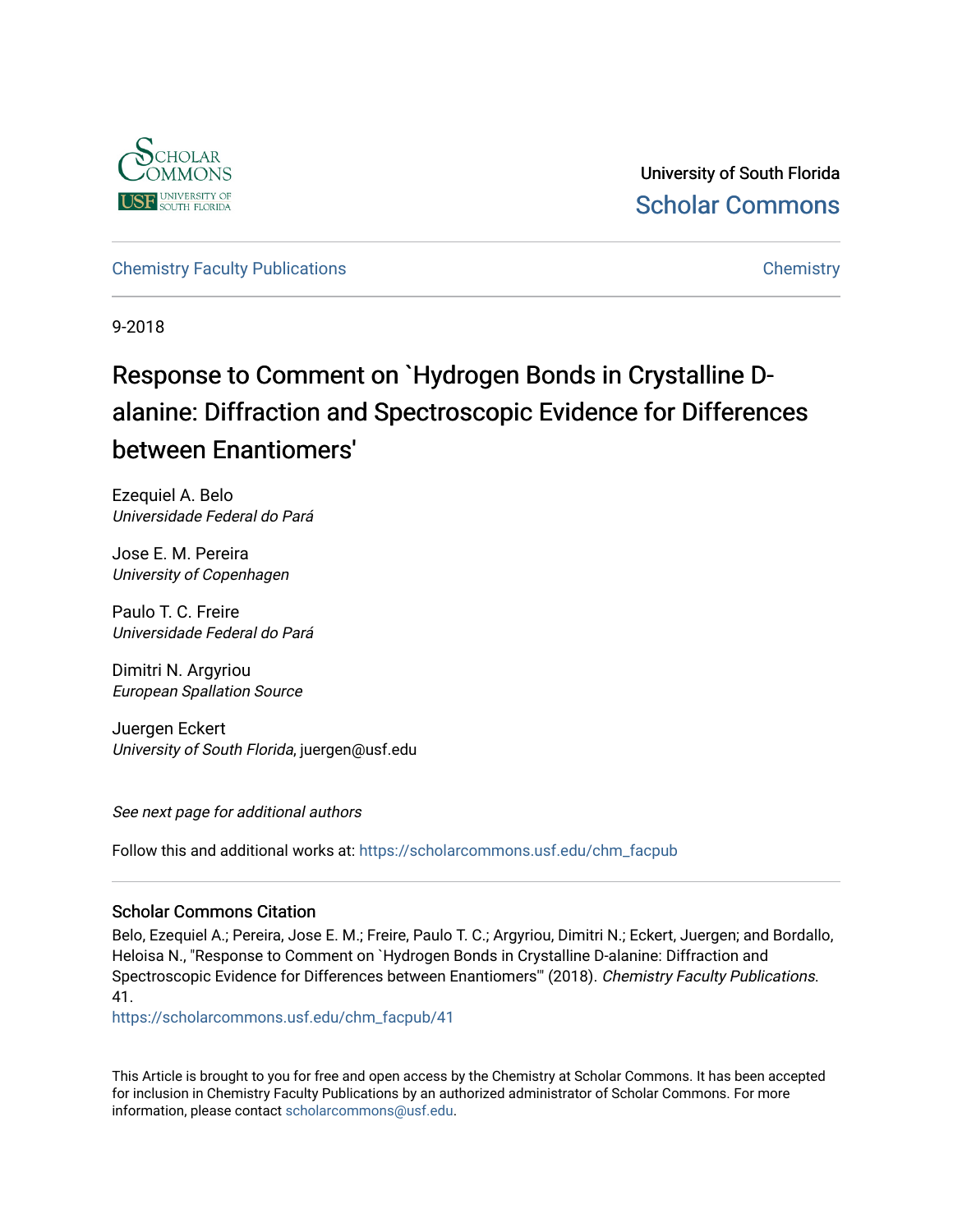University of South Florida

Scholar Commons

Chemistry Faculty Publications

Chemistry

9-2018

# Response to Comment on `Hydrogen Bonds in Crystalline D-alanine: Diffraction and Spectroscopic Evidence for Differences between Enantiomers'

Ezequiel A. Belo
*Universidade Federal do Pará*

Jose E. M. Pereira
*University of Copenhagen*

Paulo T. C. Freire
*Universidade Federal do Pará*

Dimitri N. Argyriou
*European Spallation Source*

Juergen Eckert
*University of South Florida*, juergen@usf.edu

*See next page for additional authors*

Follow this and additional works at: https://scholarcommons.usf.edu/chm_facpub

## Scholar Commons Citation

Belo, Ezequiel A.; Pereira, Jose E. M.; Freire, Paulo T. C.; Argyriou, Dimitri N.; Eckert, Juergen; and Bordallo, Heloisa N., "Response to Comment on `Hydrogen Bonds in Crystalline D-alanine: Diffraction and Spectroscopic Evidence for Differences between Enantiomers'" (2018). *Chemistry Faculty Publications*. 41.

https://scholarcommons.usf.edu/chm_facpub/41

This Article is brought to you for free and open access by the Chemistry at Scholar Commons. It has been accepted for inclusion in Chemistry Faculty Publications by an authorized administrator of Scholar Commons. For more information, please contact scholarcommons@usf.edu.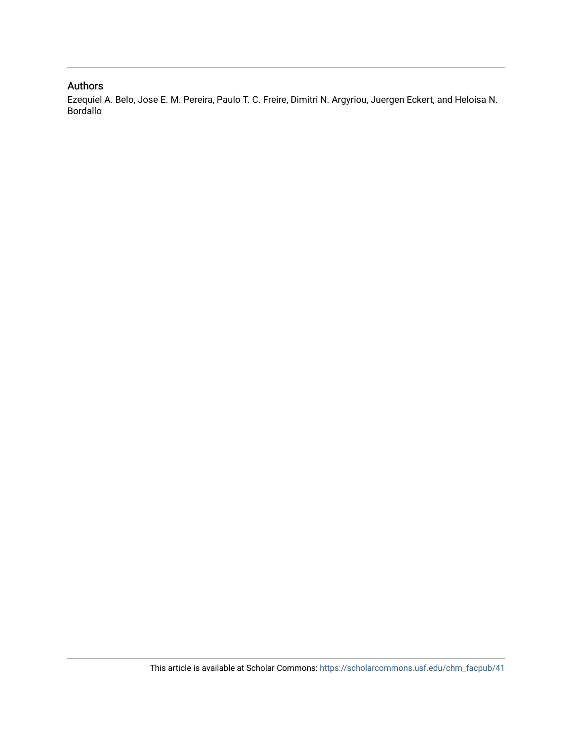## Authors

Ezequiel A. Belo, Jose E. M. Pereira, Paulo T. C. Freire, Dimitri N. Argyriou, Juergen Eckert, and Heloisa N. Bordallo

This article is available at Scholar Commons: https://scholarcommons.usf.edu/chm_facpub/41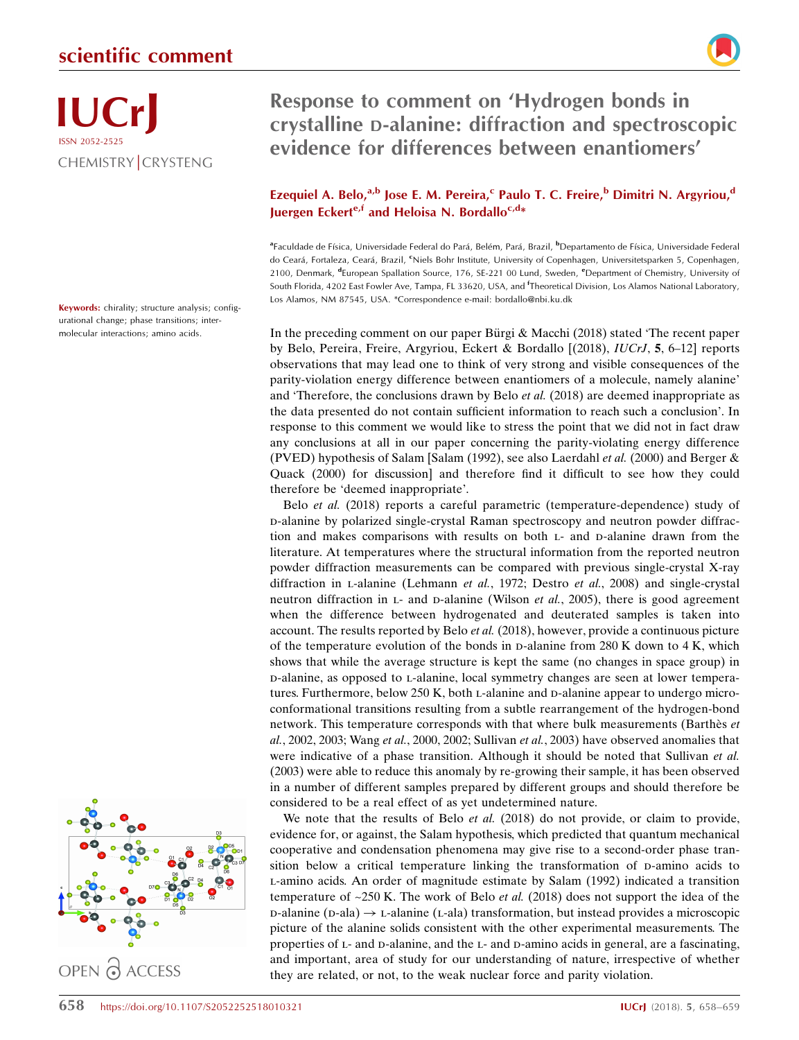# scientific comment

IUCrJ
ISSN 2052-2525
CHEMISTRY | CRYSTENG

Keywords: chirality; structure analysis; configurational change; phase transitions; intermolecular interactions; amino acids.

OPEN ACCESS

# Response to comment on 'Hydrogen bonds in crystalline D-alanine: diffraction and spectroscopic evidence for differences between enantiomers'

**Ezequiel A. Belo,[a,b] Jose E. M. Pereira,[c] Paulo T. C. Freire,[b] Dimitri N. Argyriou,[d] Juergen Eckert[e,f] and Heloisa N. Bordallo[c,d]***

[a]Faculdade de Física, Universidade Federal do Pará, Belém, Pará, Brazil, [b]Departamento de Física, Universidade Federal do Ceará, Fortaleza, Ceará, Brazil, [c]Niels Bohr Institute, University of Copenhagen, Universitetsparken 5, Copenhagen, 2100, Denmark, [d]European Spallation Source, 176, SE-221 00 Lund, Sweden, [e]Department of Chemistry, University of South Florida, 4202 East Fowler Ave, Tampa, FL 33620, USA, and [f]Theoretical Division, Los Alamos National Laboratory, Los Alamos, NM 87545, USA. *Correspondence e-mail: bordallo@nbi.ku.dk

In the preceding comment on our paper Bürgi & Macchi (2018) stated 'The recent paper by Belo, Pereira, Freire, Argyriou, Eckert & Bordallo [(2018), *IUCrJ*, **5**, 6–12] reports observations that may lead one to think of very strong and visible consequences of the parity-violation energy difference between enantiomers of a molecule, namely alanine' and 'Therefore, the conclusions drawn by Belo *et al.* (2018) are deemed inappropriate as the data presented do not contain sufficient information to reach such a conclusion'. In response to this comment we would like to stress the point that we did not in fact draw any conclusions at all in our paper concerning the parity-violating energy difference (PVED) hypothesis of Salam [Salam (1992), see also Laerdahl *et al.* (2000) and Berger & Quack (2000) for discussion] and therefore find it difficult to see how they could therefore be 'deemed inappropriate'.

Belo *et al.* (2018) reports a careful parametric (temperature-dependence) study of D-alanine by polarized single-crystal Raman spectroscopy and neutron powder diffraction and makes comparisons with results on both L- and D-alanine drawn from the literature. At temperatures where the structural information from the reported neutron powder diffraction measurements can be compared with previous single-crystal X-ray diffraction in L-alanine (Lehmann *et al.*, 1972; Destro *et al.*, 2008) and single-crystal neutron diffraction in L- and D-alanine (Wilson *et al.*, 2005), there is good agreement when the difference between hydrogenated and deuterated samples is taken into account. The results reported by Belo *et al.* (2018), however, provide a continuous picture of the temperature evolution of the bonds in D-alanine from 280 K down to 4 K, which shows that while the average structure is kept the same (no changes in space group) in D-alanine, as opposed to L-alanine, local symmetry changes are seen at lower temperatures. Furthermore, below 250 K, both L-alanine and D-alanine appear to undergo micro-conformational transitions resulting from a subtle rearrangement of the hydrogen-bond network. This temperature corresponds with that where bulk measurements (Barthès *et al.*, 2002, 2003; Wang *et al.*, 2000, 2002; Sullivan *et al.*, 2003) have observed anomalies that were indicative of a phase transition. Although it should be noted that Sullivan *et al.* (2003) were able to reduce this anomaly by re-growing their sample, it has been observed in a number of different samples prepared by different groups and should therefore be considered to be a real effect of as yet undetermined nature.

We note that the results of Belo *et al.* (2018) do not provide, or claim to provide, evidence for, or against, the Salam hypothesis, which predicted that quantum mechanical cooperative and condensation phenomena may give rise to a second-order phase transition below a critical temperature linking the transformation of D-amino acids to L-amino acids. An order of magnitude estimate by Salam (1992) indicated a transition temperature of ~250 K. The work of Belo *et al.* (2018) does not support the idea of the D-alanine (D-ala) → L-alanine (L-ala) transformation, but instead provides a microscopic picture of the alanine solids consistent with the other experimental measurements. The properties of L- and D-alanine, and the L- and D-amino acids in general, are a fascinating, and important, area of study for our understanding of nature, irrespective of whether they are related, or not, to the weak nuclear force and parity violation.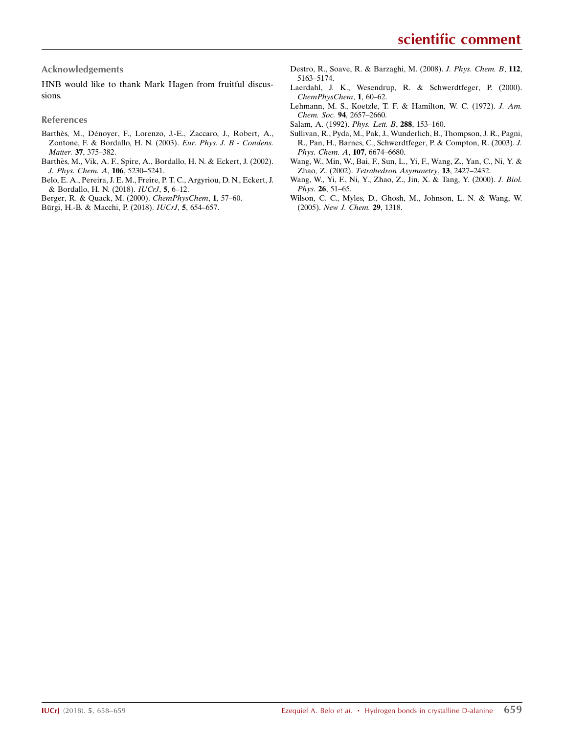## Acknowledgements

HNB would like to thank Mark Hagen from fruitful discussions.

## References

Barthès, M., Dénoyer, F., Lorenzo, J.-E., Zaccaro, J., Robert, A., Zontone, F. & Bordallo, H. N. (2003). *Eur. Phys. J. B - Condens. Matter.* **37**, 375–382.

Barthès, M., Vik, A. F., Spire, A., Bordallo, H. N. & Eckert, J. (2002). *J. Phys. Chem. A*, **106**, 5230–5241.

Belo, E. A., Pereira, J. E. M., Freire, P. T. C., Argyriou, D. N., Eckert, J. & Bordallo, H. N. (2018). *IUCrJ*, **5**, 6–12.

Berger, R. & Quack, M. (2000). *ChemPhysChem*, **1**, 57–60.

Bürgi, H.-B. & Macchi, P. (2018). *IUCrJ*, **5**, 654–657.

Destro, R., Soave, R. & Barzaghi, M. (2008). *J. Phys. Chem. B*, **112**, 5163–5174.

Laerdahl, J. K., Wesendrup, R. & Schwerdtfeger, P. (2000). *ChemPhysChem*, **1**, 60–62.

Lehmann, M. S., Koetzle, T. F. & Hamilton, W. C. (1972). *J. Am. Chem. Soc.* **94**, 2657–2660.

Salam, A. (1992). *Phys. Lett. B*, **288**, 153–160.

Sullivan, R., Pyda, M., Pak, J., Wunderlich, B., Thompson, J. R., Pagni, R., Pan, H., Barnes, C., Schwerdtfeger, P. & Compton, R. (2003). *J. Phys. Chem. A*, **107**, 6674–6680.

Wang, W., Min, W., Bai, F., Sun, L., Yi, F., Wang, Z., Yan, C., Ni, Y. & Zhao, Z. (2002). *Tetrahedron Asymmetry*, **13**, 2427–2432.

Wang, W., Yi, F., Ni, Y., Zhao, Z., Jin, X. & Tang, Y. (2000). *J. Biol. Phys.* **26**, 51–65.

Wilson, C. C., Myles, D., Ghosh, M., Johnson, L. N. & Wang, W. (2005). *New J. Chem.* **29**, 1318.